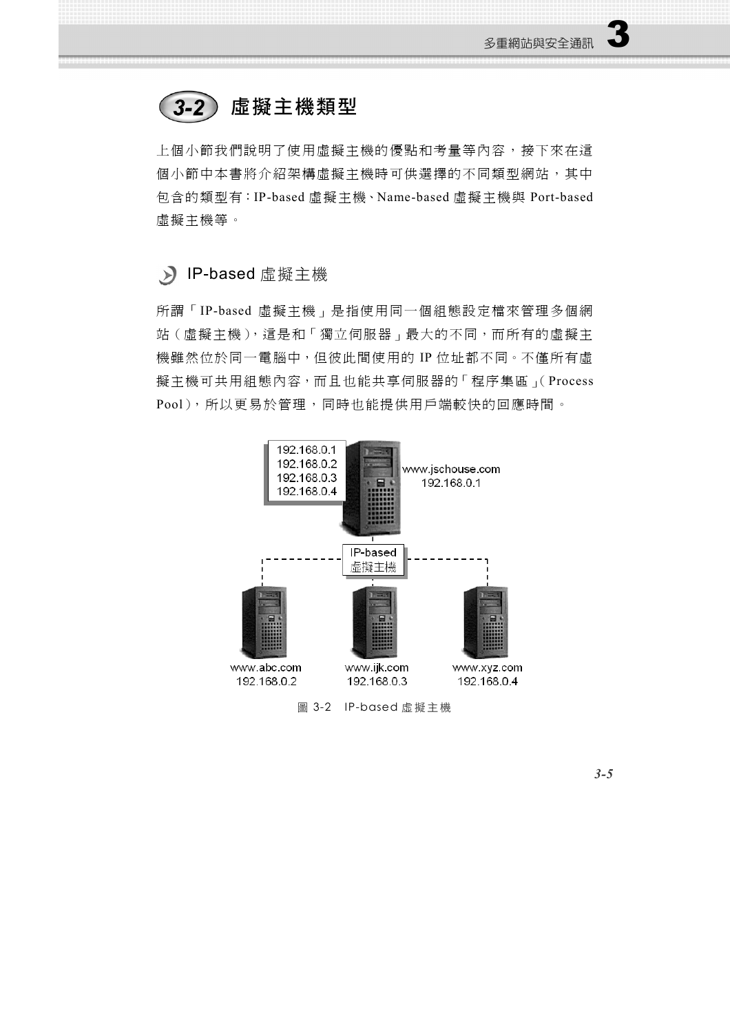## 3-2 虛擬主機類型

上個小節我們說明了使用虛擬主機的優點和考量等內容，接下來在這個小節中本書將介紹架構虛擬主機時可供選擇的不同類型網站，其中包含的類型有：IP-based 虛擬主機、Name-based 虛擬主機與 Port-based 虛擬主機等。

### IP-based 虛擬主機

所謂「IP-based 虛擬主機」是指使用同一個組態設定檔來管理多個網站（虛擬主機），這是和「獨立伺服器」最大的不同，而所有的虛擬主機雖然位於同一電腦中，但彼此間使用的 IP 位址都不同。不僅所有虛擬主機可共用組態內容，而且也能共享伺服器的「程序集區」（Process Pool），所以更易於管理，同時也能提供用戶端較快的回應時間。

圖 3-2　IP-based 虛擬主機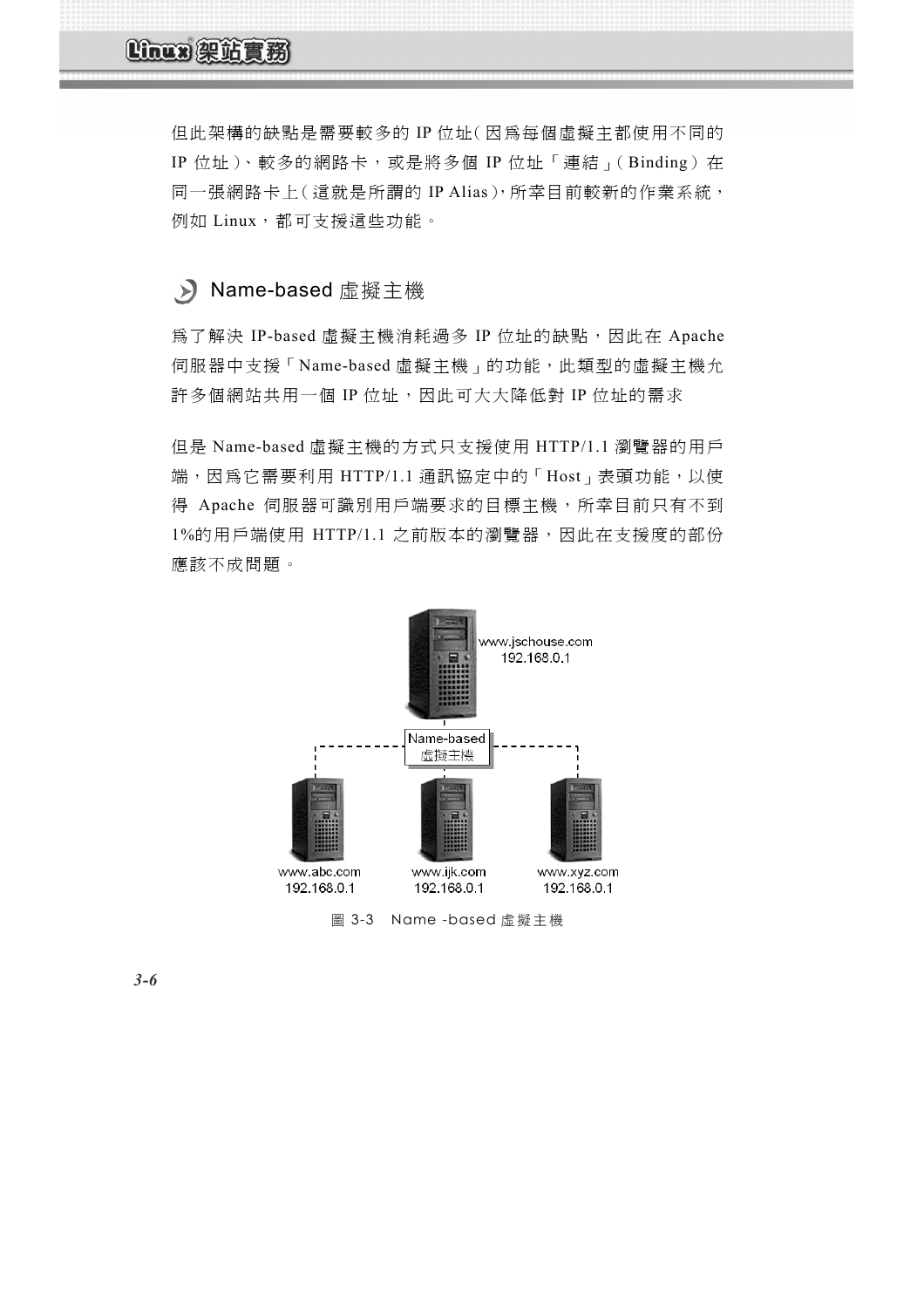但此架構的缺點是需要較多的 IP 位址(因爲每個虛擬主都使用不同的 IP 位址)、較多的網路卡，或是將多個 IP 位址「連結」(Binding) 在同一張網路卡上(這就是所謂的 IP Alias)，所幸目前較新的作業系統，例如 Linux，都可支援這些功能。

### Name-based 虛擬主機

爲了解決 IP-based 虛擬主機消耗過多 IP 位址的缺點，因此在 Apache 伺服器中支援「Name-based 虛擬主機」的功能，此類型的虛擬主機允許多個網站共用一個 IP 位址，因此可大大降低對 IP 位址的需求

但是 Name-based 虛擬主機的方式只支援使用 HTTP/1.1 瀏覽器的用戶端，因爲它需要利用 HTTP/1.1 通訊協定中的「Host」表頭功能，以使得 Apache 伺服器可識別用戶端要求的目標主機，所幸目前只有不到 1%的用戶端使用 HTTP/1.1 之前版本的瀏覽器，因此在支援度的部份應該不成問題。

www.jschouse.com
192.168.0.1

Name-based
虛擬主機

www.abc.com
192.168.0.1

www.ijk.com
192.168.0.1

www.xyz.com
192.168.0.1

圖 3-3　Name -based 虛擬主機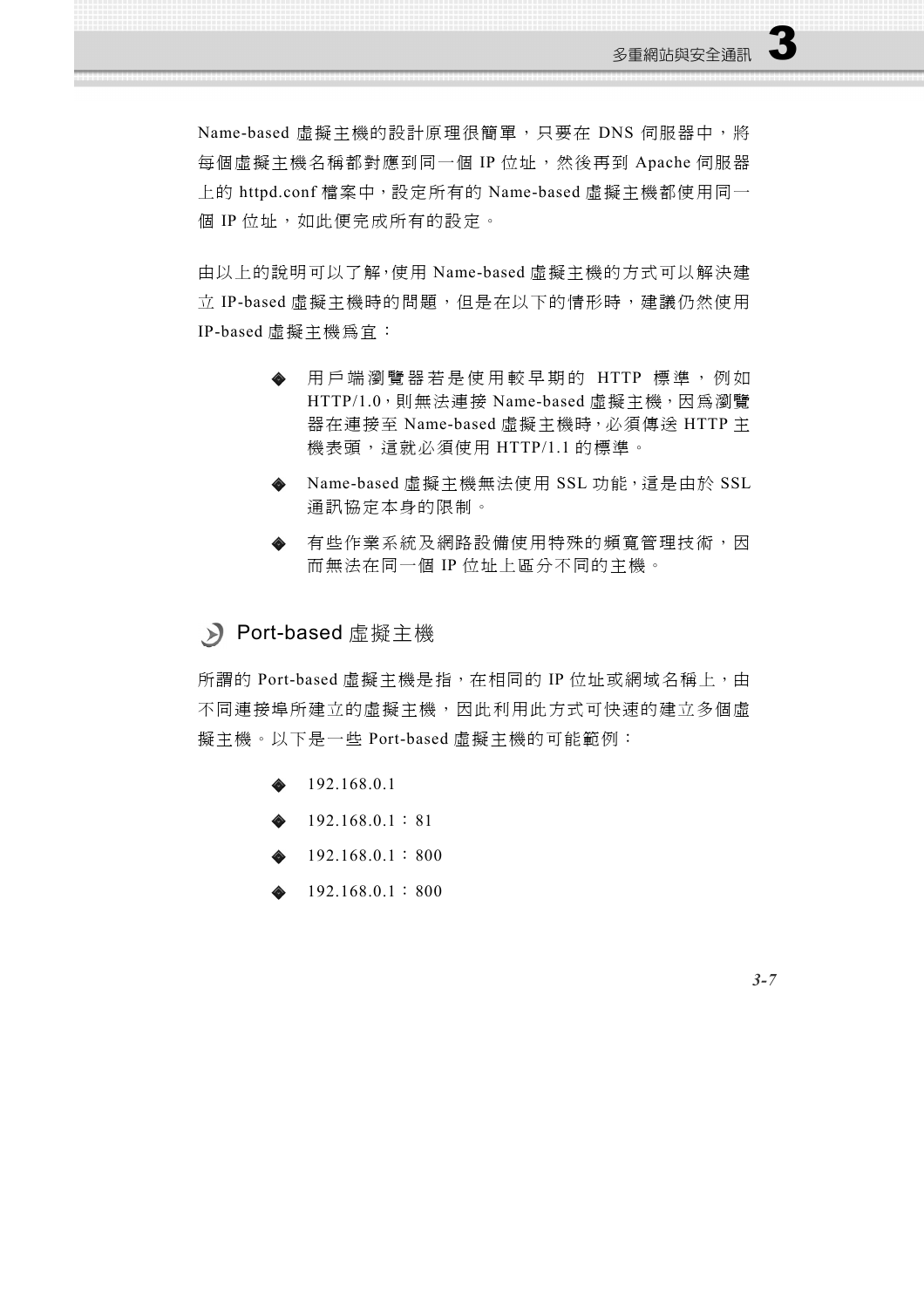Name-based 虛擬主機的設計原理很簡單，只要在 DNS 伺服器中，將每個虛擬主機名稱都對應到同一個 IP 位址，然後再到 Apache 伺服器上的 httpd.conf 檔案中，設定所有的 Name-based 虛擬主機都使用同一個 IP 位址，如此便完成所有的設定。

由以上的說明可以了解，使用 Name-based 虛擬主機的方式可以解決建立 IP-based 虛擬主機時的問題，但是在以下的情形時，建議仍然使用 IP-based 虛擬主機爲宜：

- 用戶端瀏覽器若是使用較早期的 HTTP 標準，例如 HTTP/1.0，則無法連接 Name-based 虛擬主機，因爲瀏覽器在連接至 Name-based 虛擬主機時，必須傳送 HTTP 主機表頭，這就必須使用 HTTP/1.1 的標準。
- Name-based 虛擬主機無法使用 SSL 功能，這是由於 SSL 通訊協定本身的限制。
- 有些作業系統及網路設備使用特殊的頻寬管理技術，因而無法在同一個 IP 位址上區分不同的主機。

### Port-based 虛擬主機

所謂的 Port-based 虛擬主機是指，在相同的 IP 位址或網域名稱上，由不同連接埠所建立的虛擬主機，因此利用此方式可快速的建立多個虛擬主機。以下是一些 Port-based 虛擬主機的可能範例：

- 192.168.0.1
- 192.168.0.1：81
- 192.168.0.1：800
- 192.168.0.1：800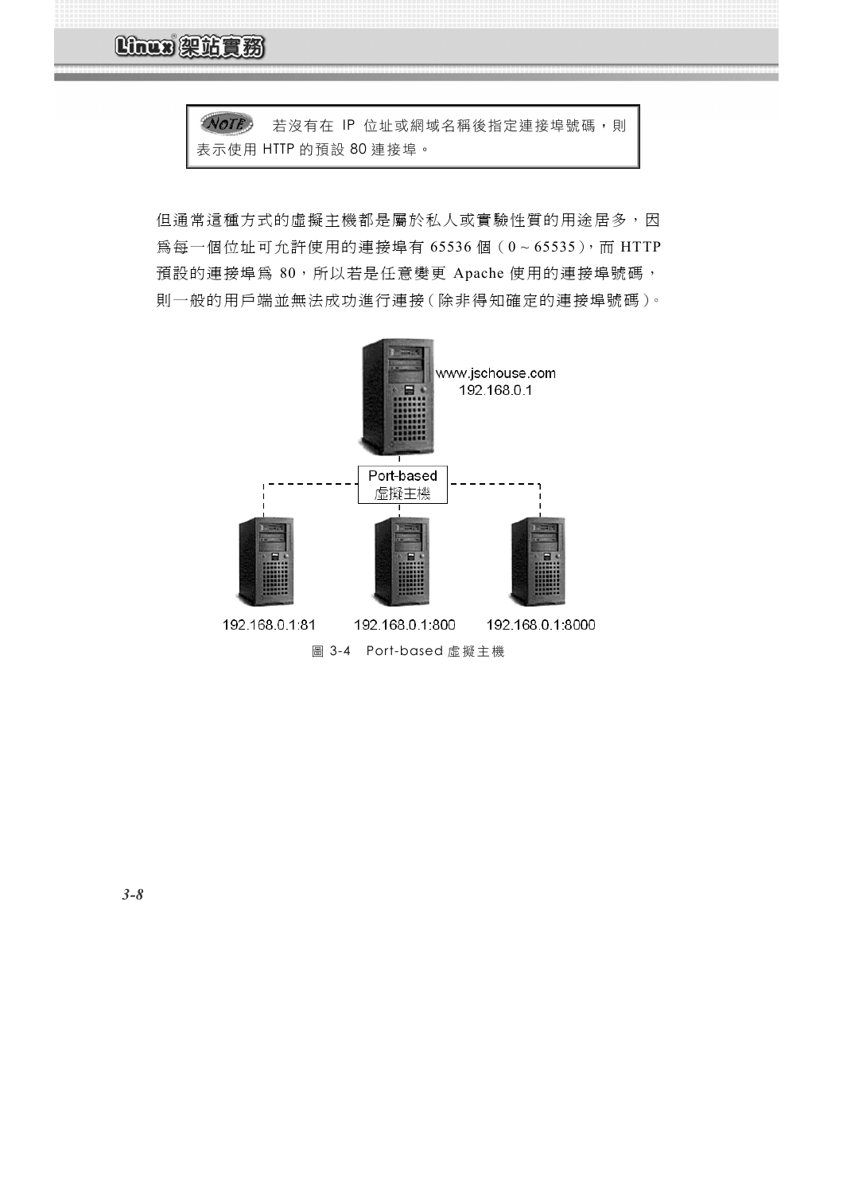> **NOTE** 若沒有在 IP 位址或網域名稱後指定連接埠號碼，則表示使用 HTTP 的預設 80 連接埠。

但通常這種方式的虛擬主機都是屬於私人或實驗性質的用途居多，因爲每一個位址可允許使用的連接埠有 65536 個（0 ~ 65535），而 HTTP 預設的連接埠爲 80，所以若是任意變更 Apache 使用的連接埠號碼，則一般的用戶端並無法成功進行連接（除非得知確定的連接埠號碼）。

www.jschouse.com
192.168.0.1

Port-based
虛擬主機

192.168.0.1:81　192.168.0.1:800　192.168.0.1:8000

圖 3-4　Port-based 虛擬主機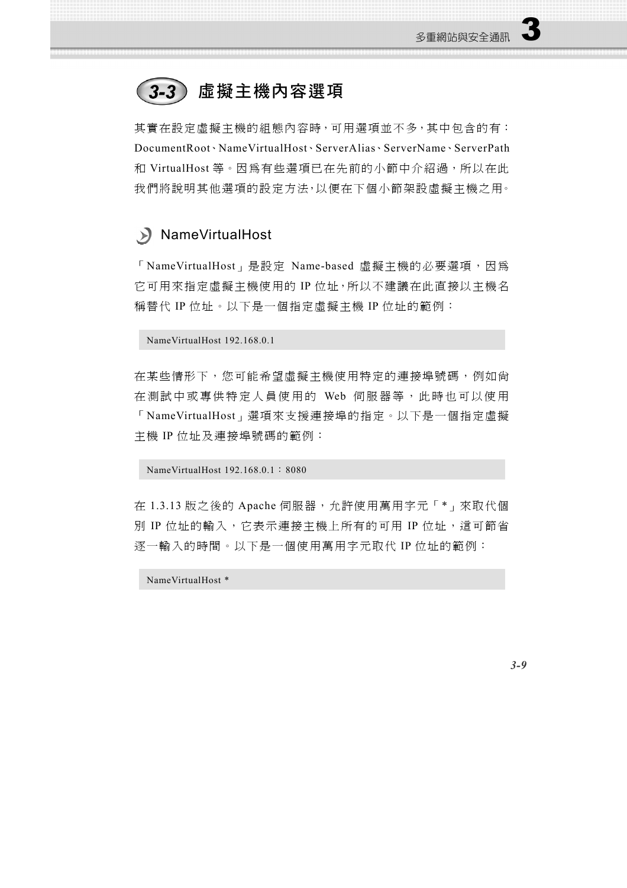## 3-3 虛擬主機內容選項

其實在設定虛擬主機的組態內容時，可用選項並不多，其中包含的有：DocumentRoot、NameVirtualHost、ServerAlias、ServerName、ServerPath 和 VirtualHost 等。因爲有些選項已在先前的小節中介紹過，所以在此我們將說明其他選項的設定方法，以便在下個小節架設虛擬主機之用。

### NameVirtualHost

「NameVirtualHost」是設定 Name-based 虛擬主機的必要選項，因爲它可用來指定虛擬主機使用的 IP 位址，所以不建議在此直接以主機名稱替代 IP 位址。以下是一個指定虛擬主機 IP 位址的範例：

```
NameVirtualHost 192.168.0.1
```

在某些情形下，您可能希望虛擬主機使用特定的連接埠號碼，例如尚在測試中或專供特定人員使用的 Web 伺服器等，此時也可以使用「NameVirtualHost」選項來支援連接埠的指定。以下是一個指定虛擬主機 IP 位址及連接埠號碼的範例：

```
NameVirtualHost 192.168.0.1：8080
```

在 1.3.13 版之後的 Apache 伺服器，允許使用萬用字元「*」來取代個別 IP 位址的輸入，它表示連接主機上所有的可用 IP 位址，這可節省逐一輸入的時間。以下是一個使用萬用字元取代 IP 位址的範例：

```
NameVirtualHost *
```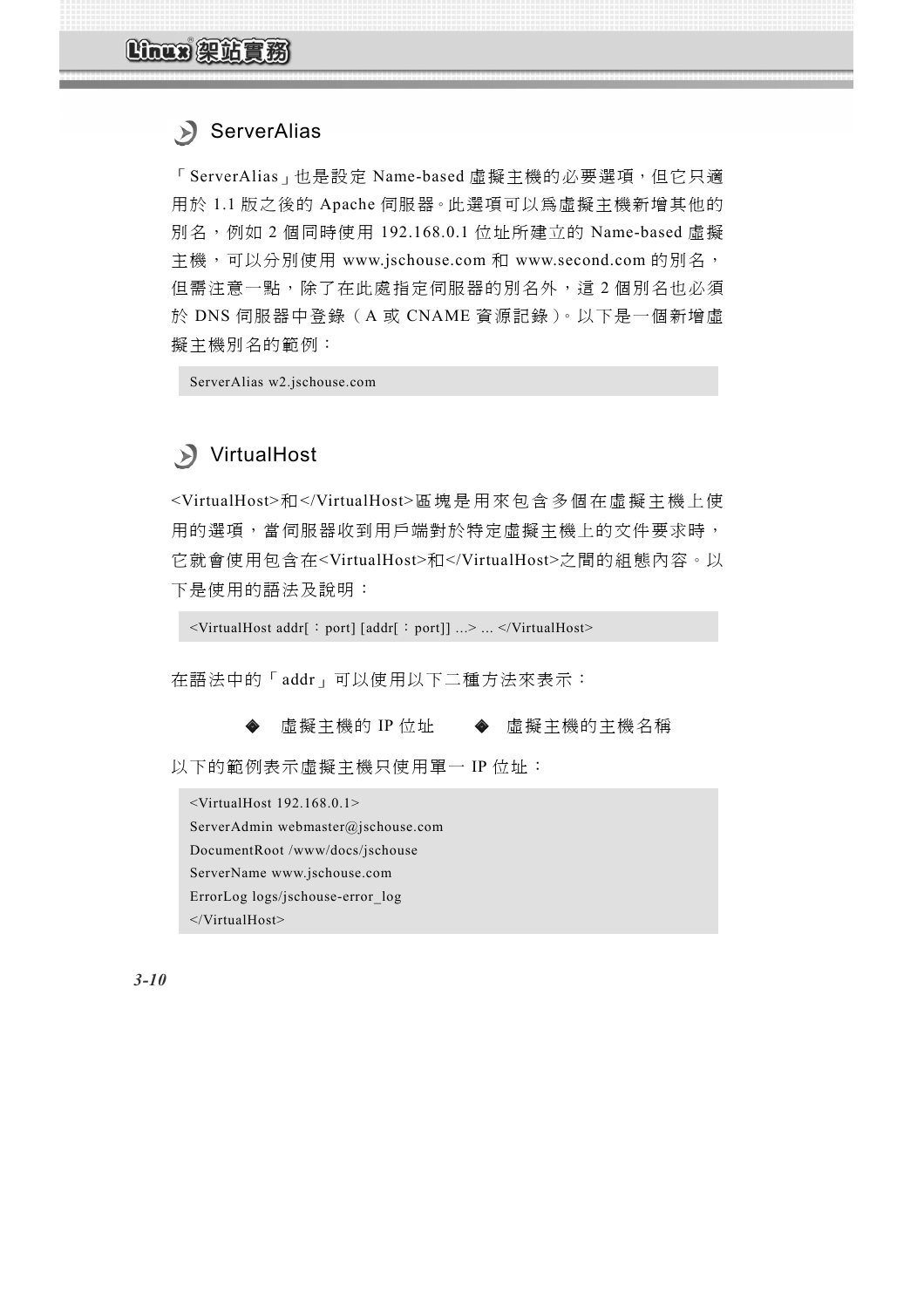### ServerAlias

「ServerAlias」也是設定 Name-based 虛擬主機的必要選項，但它只適用於 1.1 版之後的 Apache 伺服器。此選項可以爲虛擬主機新增其他的別名，例如 2 個同時使用 192.168.0.1 位址所建立的 Name-based 虛擬主機，可以分別使用 www.jschouse.com 和 www.second.com 的別名，但需注意一點，除了在此處指定伺服器的別名外，這 2 個別名也必須於 DNS 伺服器中登錄（A 或 CNAME 資源記錄）。以下是一個新增虛擬主機別名的範例：

```
ServerAlias w2.jschouse.com
```

### VirtualHost

<VirtualHost>和</VirtualHost>區塊是用來包含多個在虛擬主機上使用的選項，當伺服器收到用戶端對於特定虛擬主機上的文件要求時，它就會使用包含在<VirtualHost>和</VirtualHost>之間的組態內容。以下是使用的語法及說明：

```
<VirtualHost addr[：port] [addr[：port]] ...> ... </VirtualHost>
```

在語法中的「addr」可以使用以下二種方法來表示：

- 虛擬主機的 IP 位址
- 虛擬主機的主機名稱

以下的範例表示虛擬主機只使用單一 IP 位址：

```
<VirtualHost 192.168.0.1>
ServerAdmin webmaster@jschouse.com
DocumentRoot /www/docs/jschouse
ServerName www.jschouse.com
ErrorLog logs/jschouse-error_log
</VirtualHost>
```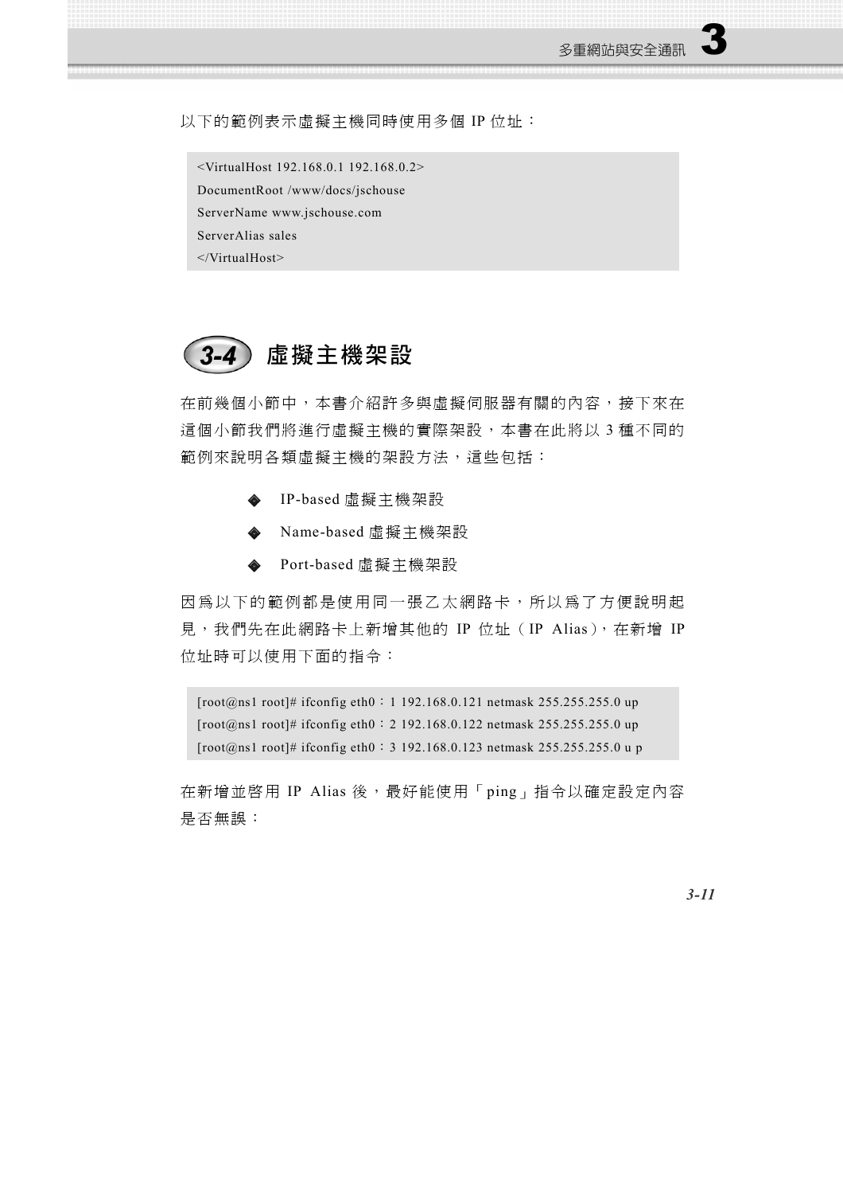以下的範例表示虛擬主機同時使用多個 IP 位址：

```
<VirtualHost 192.168.0.1 192.168.0.2>
DocumentRoot /www/docs/jschouse
ServerName www.jschouse.com
ServerAlias sales
</VirtualHost>
```

## 3-4 虛擬主機架設

在前幾個小節中，本書介紹許多與虛擬伺服器有關的內容，接下來在這個小節我們將進行虛擬主機的實際架設，本書在此將以 3 種不同的範例來說明各類虛擬主機的架設方法，這些包括：

- IP-based 虛擬主機架設
- Name-based 虛擬主機架設
- Port-based 虛擬主機架設

因為以下的範例都是使用同一張乙太網路卡，所以為了方便說明起見，我們先在此網路卡上新增其他的 IP 位址（IP Alias），在新增 IP 位址時可以使用下面的指令：

```
[root@ns1 root]# ifconfig eth0：1 192.168.0.121 netmask 255.255.255.0 up
[root@ns1 root]# ifconfig eth0：2 192.168.0.122 netmask 255.255.255.0 up
[root@ns1 root]# ifconfig eth0：3 192.168.0.123 netmask 255.255.255.0 u p
```

在新增並啟用 IP Alias 後，最好能使用「ping」指令以確定設定內容是否無誤：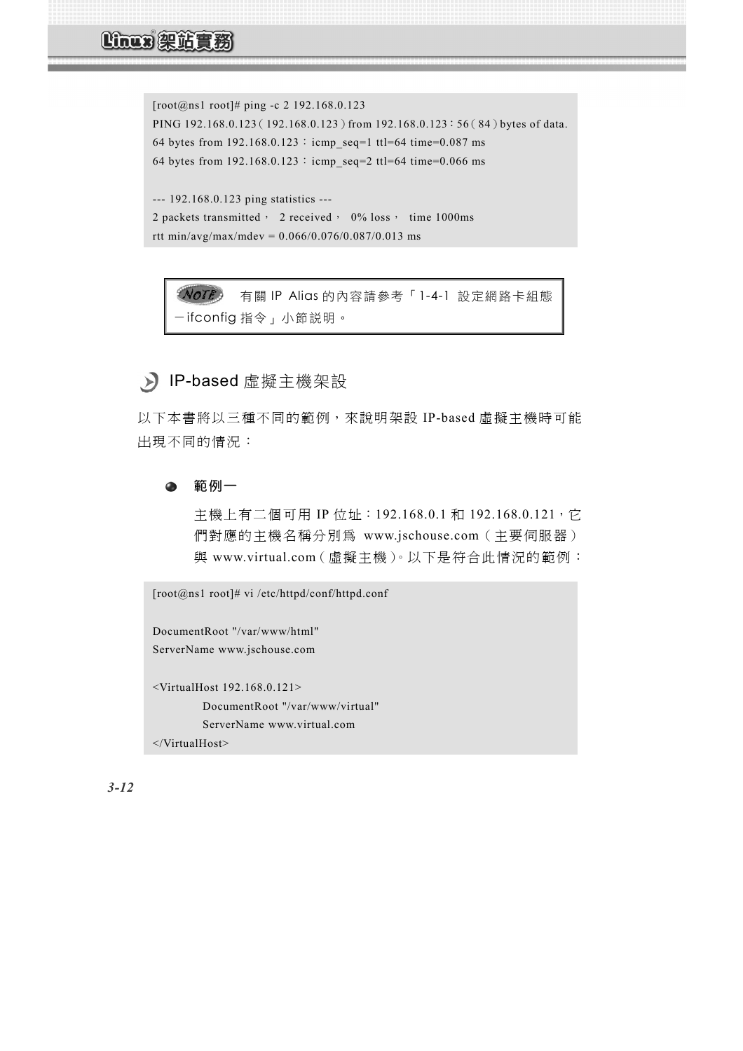```
[root@ns1 root]# ping -c 2 192.168.0.123
PING 192.168.0.123 ( 192.168.0.123 ) from 192.168.0.123 : 56 ( 84 ) bytes of data.
64 bytes from 192.168.0.123 : icmp_seq=1 ttl=64 time=0.087 ms
64 bytes from 192.168.0.123 : icmp_seq=2 ttl=64 time=0.066 ms

--- 192.168.0.123 ping statistics ---
2 packets transmitted， 2 received， 0% loss， time 1000ms
rtt min/avg/max/mdev = 0.066/0.076/0.087/0.013 ms
```

> **NOTE** 有關 IP Alias 的內容請參考「1-4-1 設定網路卡組態－ifconfig 指令」小節說明。

## IP-based 虛擬主機架設

以下本書將以三種不同的範例，來說明架設 IP-based 虛擬主機時可能出現不同的情況：

### 範例一

主機上有二個可用 IP 位址：192.168.0.1 和 192.168.0.121，它們對應的主機名稱分別為 www.jschouse.com（主要伺服器）與 www.virtual.com（虛擬主機）。以下是符合此情況的範例：

```
[root@ns1 root]# vi /etc/httpd/conf/httpd.conf

DocumentRoot "/var/www/html"
ServerName www.jschouse.com

<VirtualHost 192.168.0.121>
        DocumentRoot "/var/www/virtual"
        ServerName www.virtual.com
</VirtualHost>
```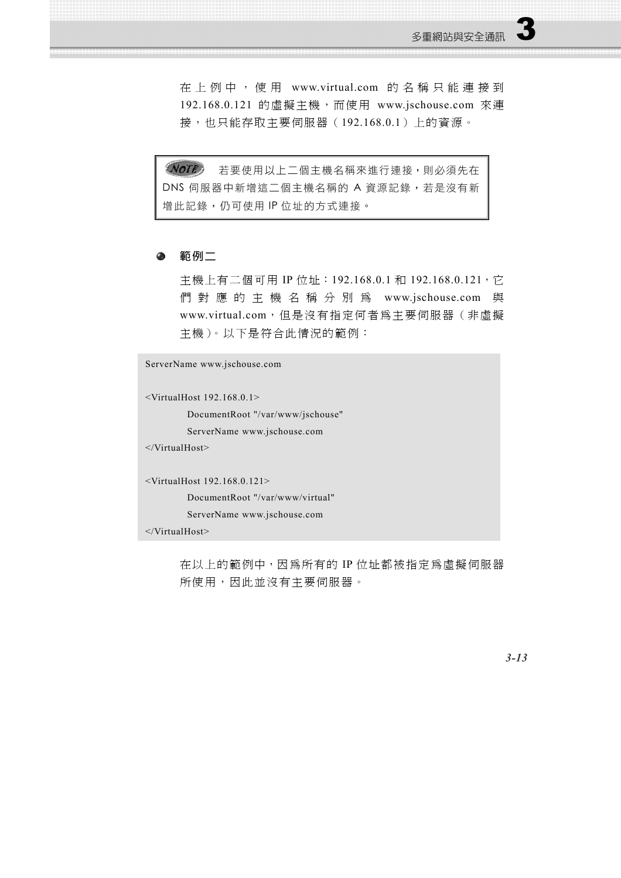在上例中，使用 www.virtual.com 的名稱只能連接到 192.168.0.121 的虛擬主機，而使用 www.jschouse.com 來連接，也只能存取主要伺服器（192.168.0.1）上的資源。

> **NOTE** 若要使用以上二個主機名稱來進行連接，則必須先在 DNS 伺服器中新增這二個主機名稱的 A 資源記錄，若是沒有新增此記錄，仍可使用 IP 位址的方式連接。

- **範例二**

主機上有二個可用 IP 位址：192.168.0.1 和 192.168.0.121，它們對應的主機名稱分別爲 www.jschouse.com 與 www.virtual.com，但是沒有指定何者爲主要伺服器（非虛擬主機）。以下是符合此情況的範例：

```
ServerName www.jschouse.com

<VirtualHost 192.168.0.1>
        DocumentRoot "/var/www/jschouse"
        ServerName www.jschouse.com
</VirtualHost>

<VirtualHost 192.168.0.121>
        DocumentRoot "/var/www/virtual"
        ServerName www.jschouse.com
</VirtualHost>
```

在以上的範例中，因爲所有的 IP 位址都被指定爲虛擬伺服器所使用，因此並沒有主要伺服器。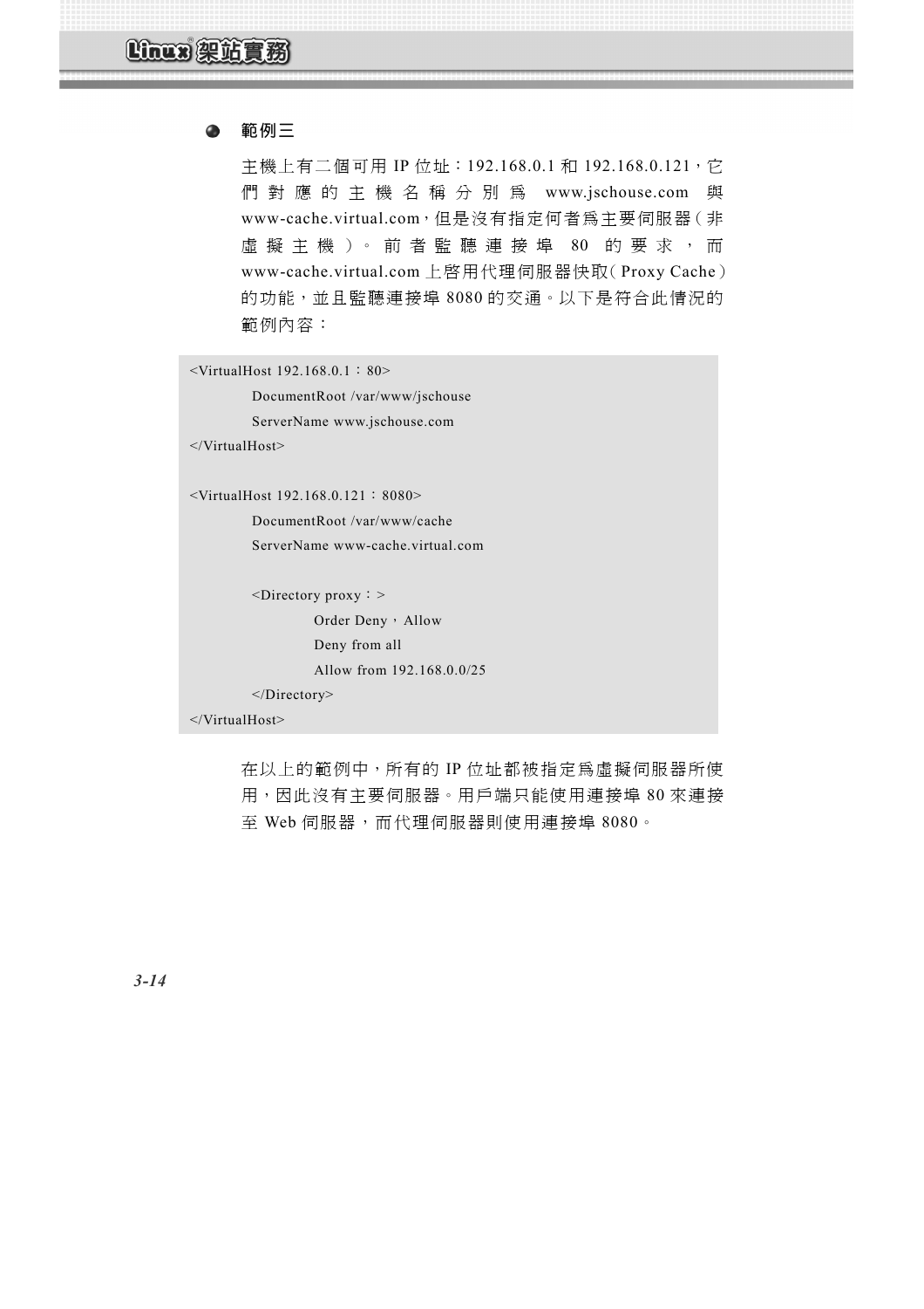- **範例三**

主機上有二個可用 IP 位址：192.168.0.1 和 192.168.0.121，它們對應的主機名稱分別爲 www.jschouse.com 與 www-cache.virtual.com，但是沒有指定何者爲主要伺服器（非虛擬主機）。前者監聽連接埠 80 的要求，而 www-cache.virtual.com 上啓用代理伺服器快取（Proxy Cache）的功能，並且監聽連接埠 8080 的交通。以下是符合此情況的範例內容：

```
<VirtualHost 192.168.0.1：80>
        DocumentRoot /var/www/jschouse
        ServerName www.jschouse.com
</VirtualHost>

<VirtualHost 192.168.0.121：8080>
        DocumentRoot /var/www/cache
        ServerName www-cache.virtual.com

        <Directory proxy：>
                Order Deny，Allow
                Deny from all
                Allow from 192.168.0.0/25
        </Directory>
</VirtualHost>
```

在以上的範例中，所有的 IP 位址都被指定爲虛擬伺服器所使用，因此沒有主要伺服器。用戶端只能使用連接埠 80 來連接至 Web 伺服器，而代理伺服器則使用連接埠 8080。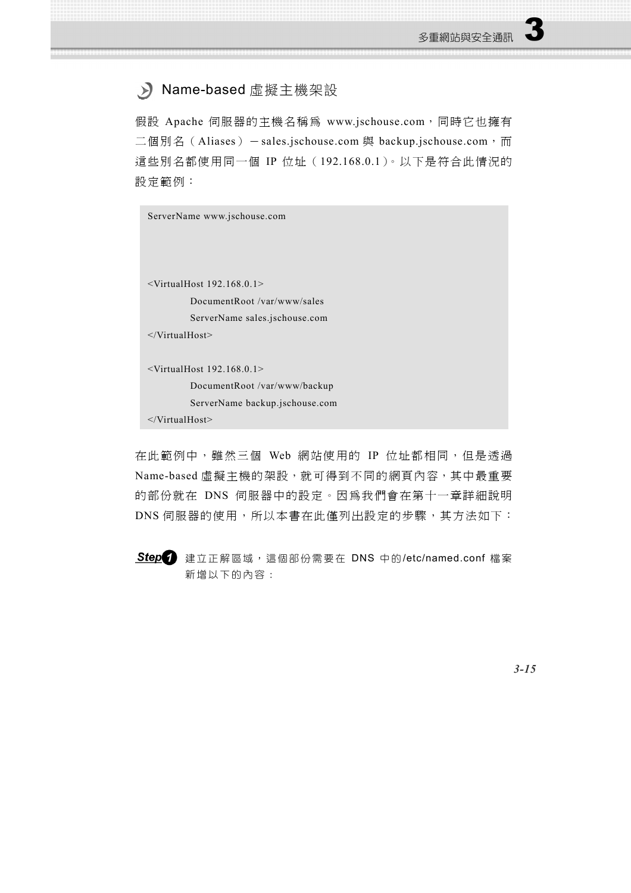## Name-based 虛擬主機架設

假設 Apache 伺服器的主機名稱為 www.jschouse.com，同時它也擁有二個別名（Aliases）－sales.jschouse.com 與 backup.jschouse.com，而這些別名都使用同一個 IP 位址（192.168.0.1）。以下是符合此情況的設定範例：

```
ServerName www.jschouse.com



<VirtualHost 192.168.0.1>
        DocumentRoot /var/www/sales
        ServerName sales.jschouse.com
</VirtualHost>

<VirtualHost 192.168.0.1>
        DocumentRoot /var/www/backup
        ServerName backup.jschouse.com
</VirtualHost>
```

在此範例中，雖然三個 Web 網站使用的 IP 位址都相同，但是透過 Name-based 虛擬主機的架設，就可得到不同的網頁內容，其中最重要的部份就在 DNS 伺服器中的設定。因為我們會在第十一章詳細說明 DNS 伺服器的使用，所以本書在此僅列出設定的步驟，其方法如下：

**Step 1** 建立正解區域，這個部份需要在 DNS 中的/etc/named.conf 檔案新增以下的內容：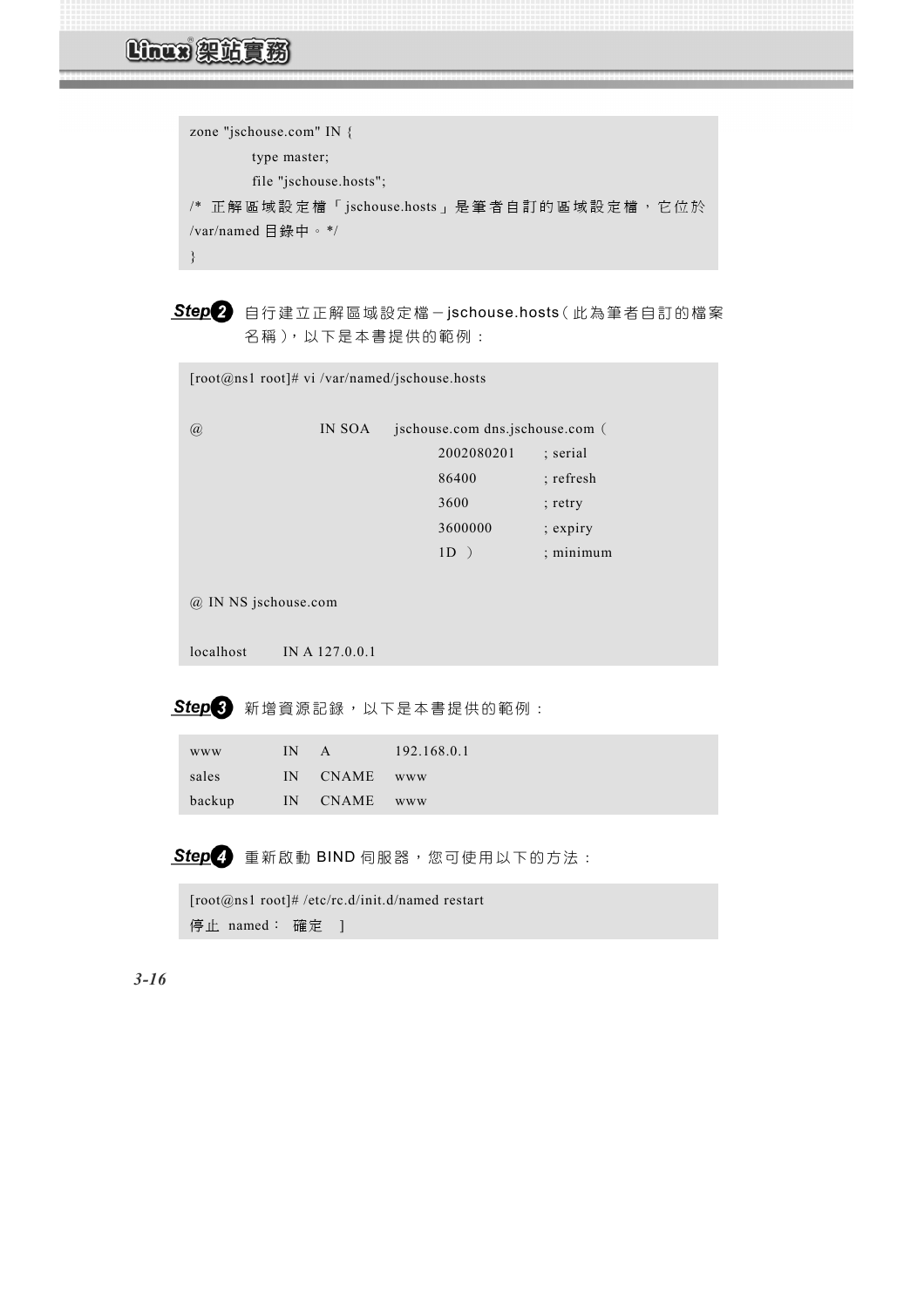```
zone "jschouse.com" IN {
            type master;
            file "jschouse.hosts";
/* 正解區域設定檔「jschouse.hosts」是筆者自訂的區域設定檔，它位於
/var/named 目錄中。*/
}
```

**Step 2** 自行建立正解區域設定檔－jschouse.hosts（此為筆者自訂的檔案名稱），以下是本書提供的範例：

```
[root@ns1 root]# vi /var/named/jschouse.hosts

@                    IN SOA     jschouse.com dns.jschouse.com (
                                       2002080201      ; serial
                                       86400           ; refresh
                                       3600            ; retry
                                       3600000         ; expiry
                                       1D  )           ; minimum

@ IN NS jschouse.com

localhost       IN A 127.0.0.1
```

**Step 3** 新增資源記錄，以下是本書提供的範例：

```
www         IN    A          192.168.0.1
sales       IN    CNAME      www
backup      IN    CNAME      www
```

**Step 4** 重新啟動 BIND 伺服器，您可使用以下的方法：

```
[root@ns1 root]# /etc/rc.d/init.d/named restart
停止 named：  確定   ]
```